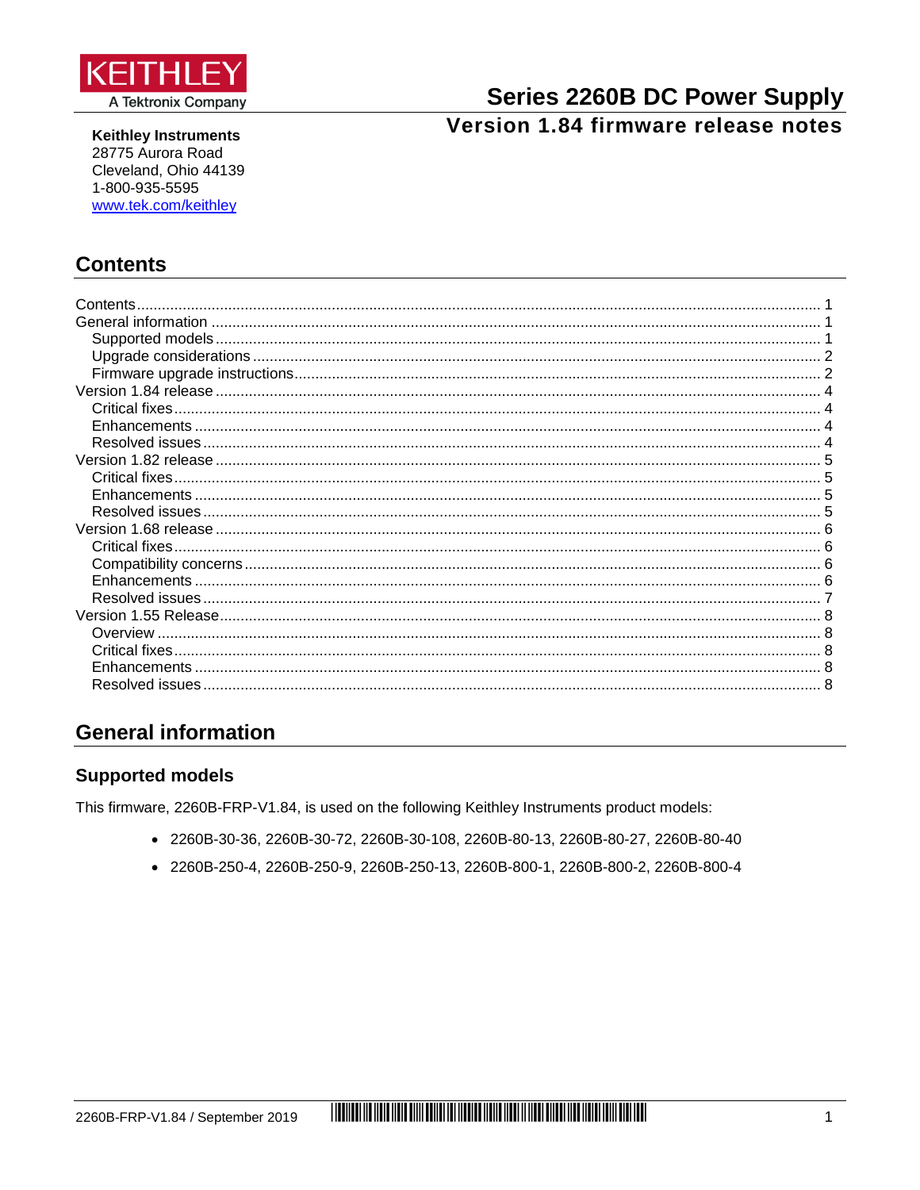KEITHLEY
A Tektronix Company

# Series 2260B DC Power Supply

## Version 1.84 firmware release notes

**Keithley Instruments**
28775 Aurora Road
Cleveland, Ohio 44139
1-800-935-5595
www.tek.com/keithley

## Contents

- Contents ........ 1
- General information ........ 1
  - Supported models ........ 1
  - Upgrade considerations ........ 2
  - Firmware upgrade instructions ........ 2
- Version 1.84 release ........ 4
  - Critical fixes ........ 4
  - Enhancements ........ 4
  - Resolved issues ........ 4
- Version 1.82 release ........ 5
  - Critical fixes ........ 5
  - Enhancements ........ 5
  - Resolved issues ........ 5
- Version 1.68 release ........ 6
  - Critical fixes ........ 6
  - Compatibility concerns ........ 6
  - Enhancements ........ 6
  - Resolved issues ........ 7
- Version 1.55 Release ........ 8
  - Overview ........ 8
  - Critical fixes ........ 8
  - Enhancements ........ 8
  - Resolved issues ........ 8

## General information

### Supported models

This firmware, 2260B-FRP-V1.84, is used on the following Keithley Instruments product models:

- 2260B-30-36, 2260B-30-72, 2260B-30-108, 2260B-80-13, 2260B-80-27, 2260B-80-40
- 2260B-250-4, 2260B-250-9, 2260B-250-13, 2260B-800-1, 2260B-800-2, 2260B-800-4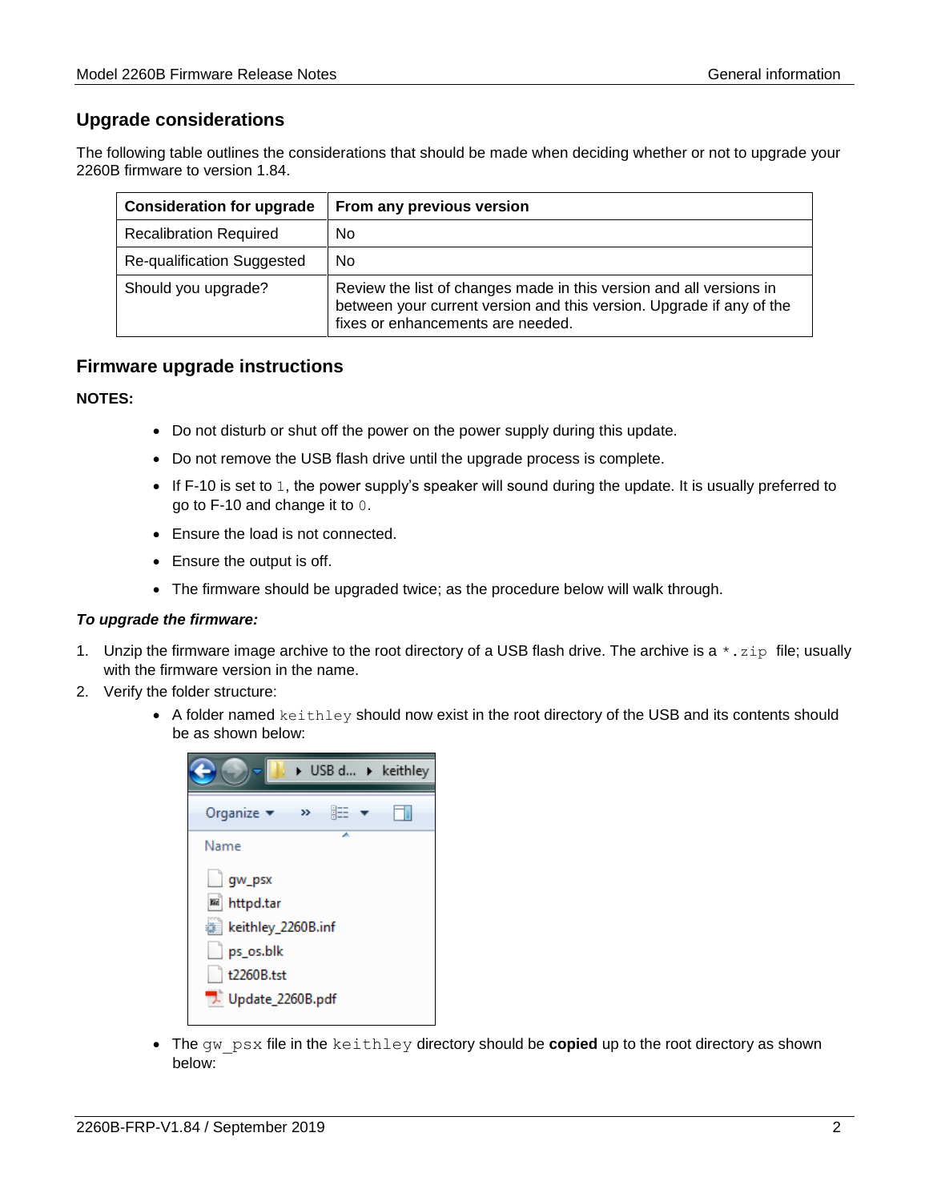## Upgrade considerations

The following table outlines the considerations that should be made when deciding whether or not to upgrade your 2260B firmware to version 1.84.

| Consideration for upgrade | From any previous version |
|---|---|
| Recalibration Required | No |
| Re-qualification Suggested | No |
| Should you upgrade? | Review the list of changes made in this version and all versions in between your current version and this version. Upgrade if any of the fixes or enhancements are needed. |

## Firmware upgrade instructions

**NOTES:**

- Do not disturb or shut off the power on the power supply during this update.
- Do not remove the USB flash drive until the upgrade process is complete.
- If F-10 is set to `1`, the power supply's speaker will sound during the update. It is usually preferred to go to F-10 and change it to `0`.
- Ensure the load is not connected.
- Ensure the output is off.
- The firmware should be upgraded twice; as the procedure below will walk through.

***To upgrade the firmware:***

1. Unzip the firmware image archive to the root directory of a USB flash drive. The archive is a `*.zip` file; usually with the firmware version in the name.
2. Verify the folder structure:
   - A folder named `keithley` should now exist in the root directory of the USB and its contents should be as shown below:

     gw_psx
     httpd.tar
     keithley_2260B.inf
     ps_os.blk
     t2260B.tst
     Update_2260B.pdf

   - The `gw_psx` file in the `keithley` directory should be **copied** up to the root directory as shown below: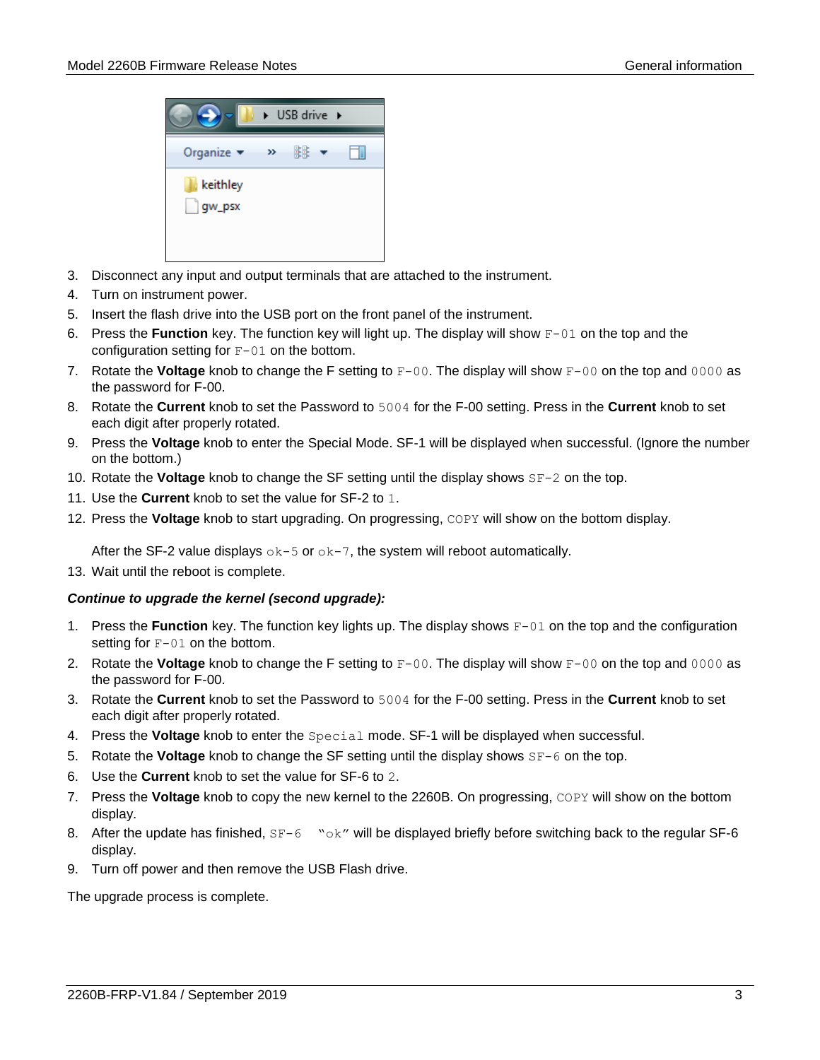3. Disconnect any input and output terminals that are attached to the instrument.
4. Turn on instrument power.
5. Insert the flash drive into the USB port on the front panel of the instrument.
6. Press the **Function** key. The function key will light up. The display will show `F-01` on the top and the configuration setting for `F-01` on the bottom.
7. Rotate the **Voltage** knob to change the F setting to `F-00`. The display will show `F-00` on the top and `0000` as the password for F-00.
8. Rotate the **Current** knob to set the Password to `5004` for the F-00 setting. Press in the **Current** knob to set each digit after properly rotated.
9. Press the **Voltage** knob to enter the Special Mode. SF-1 will be displayed when successful. (Ignore the number on the bottom.)
10. Rotate the **Voltage** knob to change the SF setting until the display shows `SF-2` on the top.
11. Use the **Current** knob to set the value for SF-2 to `1`.
12. Press the **Voltage** knob to start upgrading. On progressing, `COPY` will show on the bottom display.

    After the SF-2 value displays `ok-5` or `ok-7`, the system will reboot automatically.
13. Wait until the reboot is complete.

***Continue to upgrade the kernel (second upgrade):***

1. Press the **Function** key. The function key lights up. The display shows `F-01` on the top and the configuration setting for `F-01` on the bottom.
2. Rotate the **Voltage** knob to change the F setting to `F-00`. The display will show `F-00` on the top and `0000` as the password for F-00.
3. Rotate the **Current** knob to set the Password to `5004` for the F-00 setting. Press in the **Current** knob to set each digit after properly rotated.
4. Press the **Voltage** knob to enter the `Special` mode. SF-1 will be displayed when successful.
5. Rotate the **Voltage** knob to change the SF setting until the display shows `SF-6` on the top.
6. Use the **Current** knob to set the value for SF-6 to `2`.
7. Press the **Voltage** knob to copy the new kernel to the 2260B. On progressing, `COPY` will show on the bottom display.
8. After the update has finished, `SF-6` "`ok`" will be displayed briefly before switching back to the regular SF-6 display.
9. Turn off power and then remove the USB Flash drive.

The upgrade process is complete.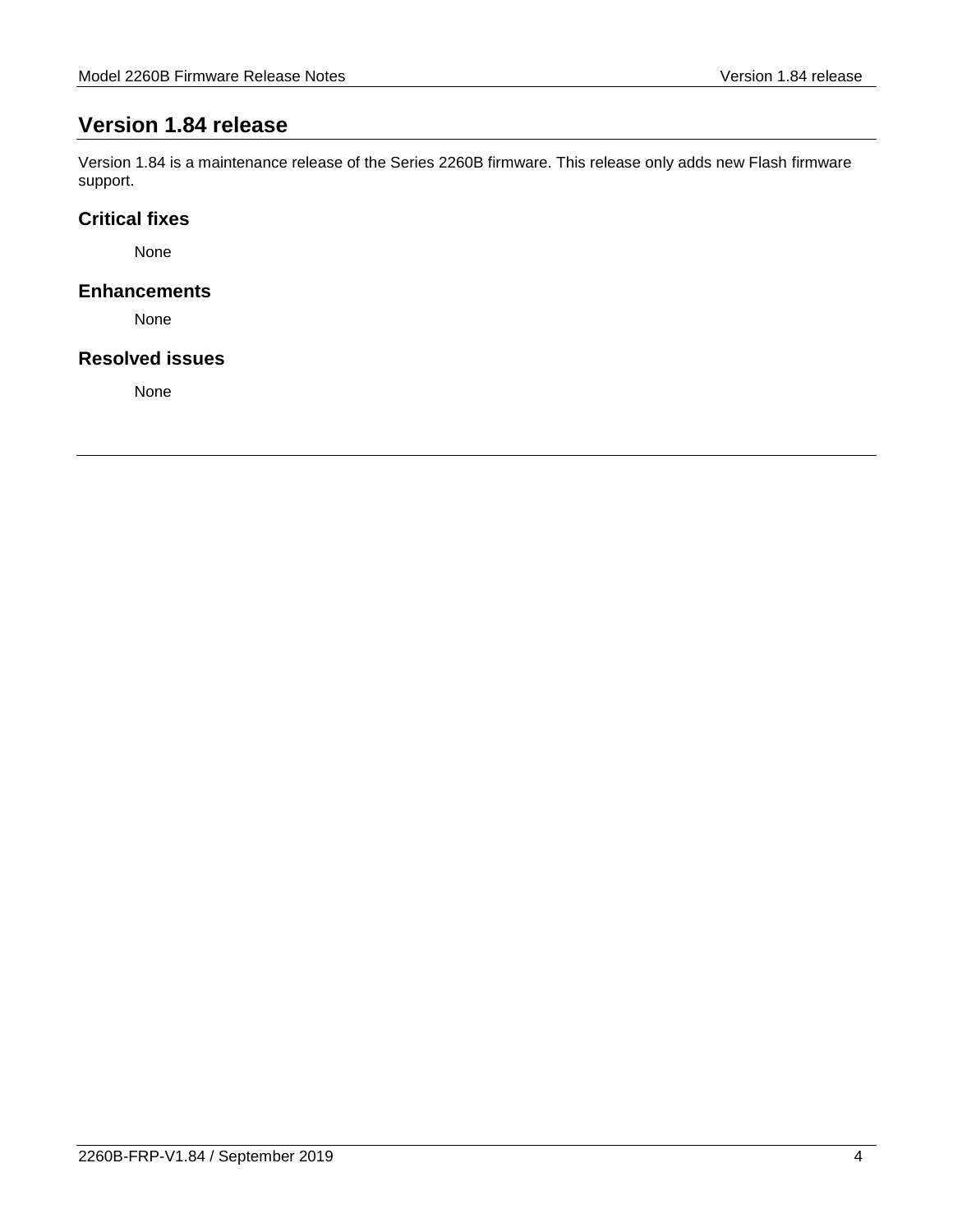## Version 1.84 release

Version 1.84 is a maintenance release of the Series 2260B firmware. This release only adds new Flash firmware support.

### Critical fixes

None

### Enhancements

None

### Resolved issues

None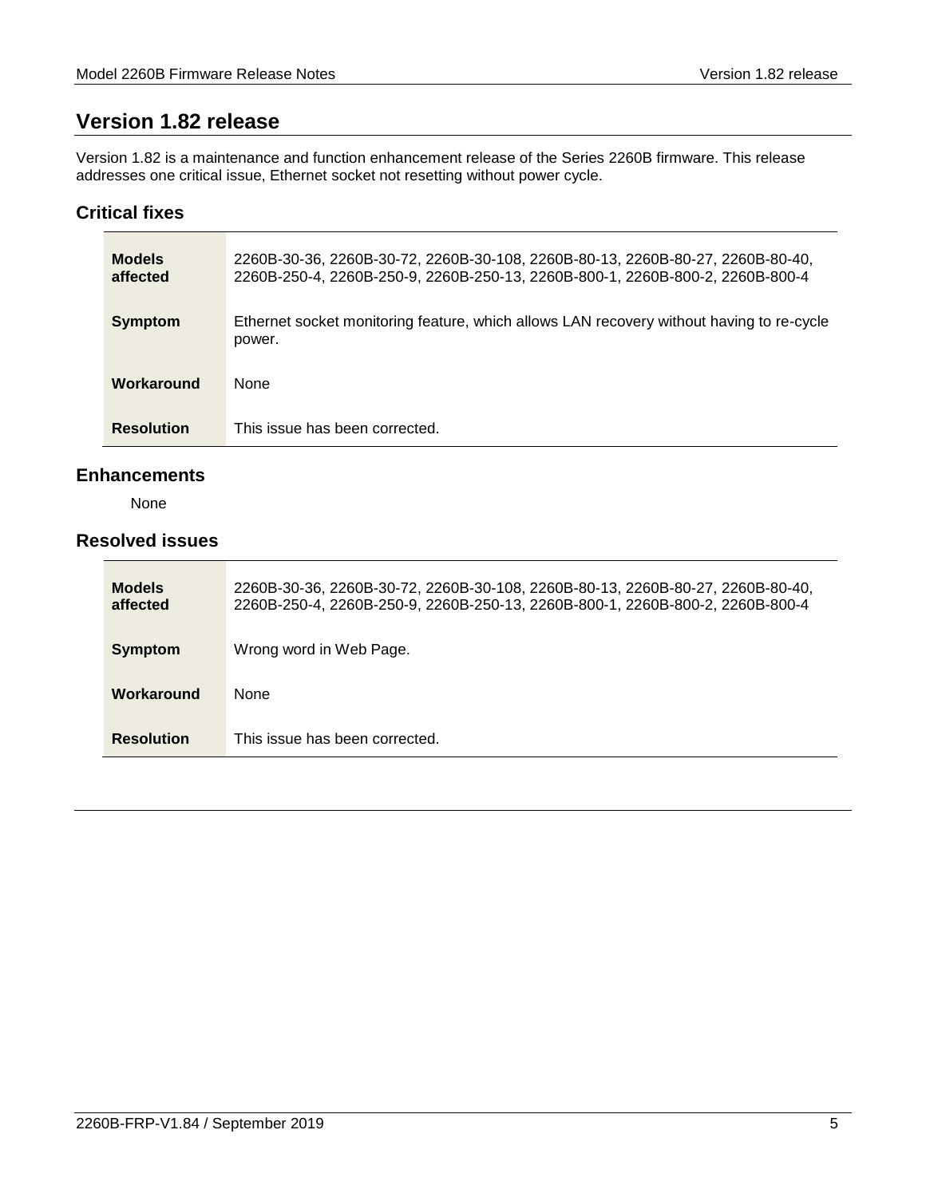## Version 1.82 release

Version 1.82 is a maintenance and function enhancement release of the Series 2260B firmware. This release addresses one critical issue, Ethernet socket not resetting without power cycle.

### Critical fixes

| | |
|---|---|
| **Models affected** | 2260B-30-36, 2260B-30-72, 2260B-30-108, 2260B-80-13, 2260B-80-27, 2260B-80-40, 2260B-250-4, 2260B-250-9, 2260B-250-13, 2260B-800-1, 2260B-800-2, 2260B-800-4 |
| **Symptom** | Ethernet socket monitoring feature, which allows LAN recovery without having to re-cycle power. |
| **Workaround** | None |
| **Resolution** | This issue has been corrected. |

### Enhancements

None

### Resolved issues

| | |
|---|---|
| **Models affected** | 2260B-30-36, 2260B-30-72, 2260B-30-108, 2260B-80-13, 2260B-80-27, 2260B-80-40, 2260B-250-4, 2260B-250-9, 2260B-250-13, 2260B-800-1, 2260B-800-2, 2260B-800-4 |
| **Symptom** | Wrong word in Web Page. |
| **Workaround** | None |
| **Resolution** | This issue has been corrected. |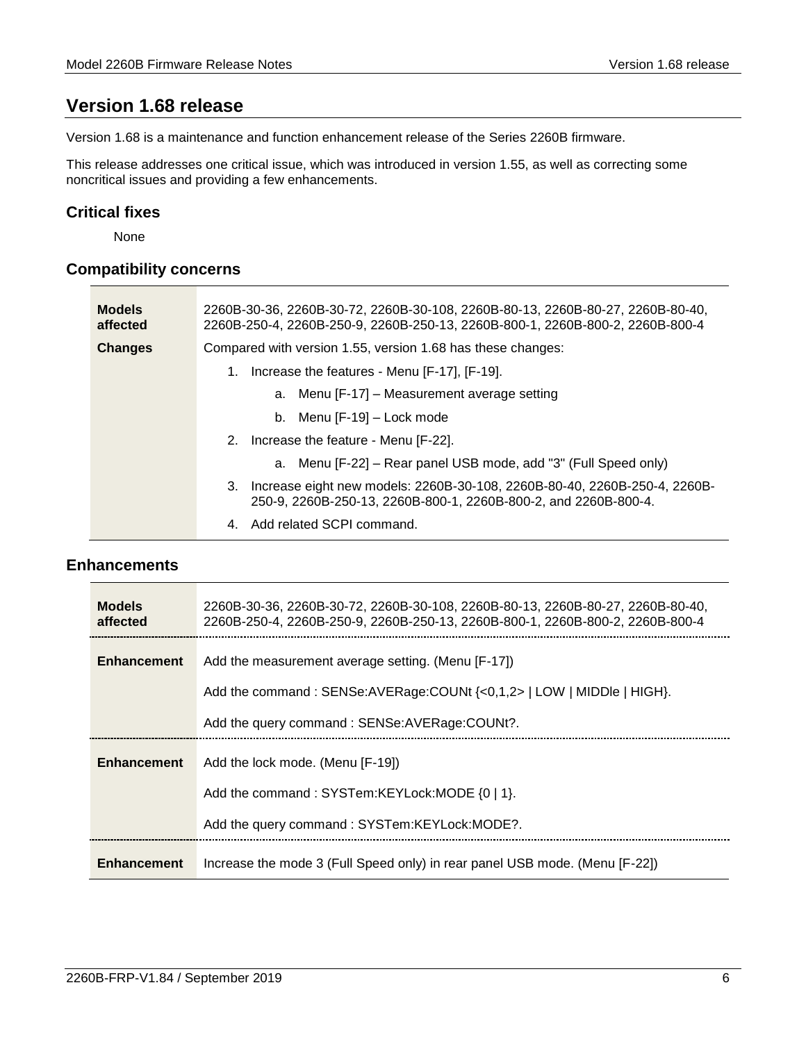# Version 1.68 release

Version 1.68 is a maintenance and function enhancement release of the Series 2260B firmware.

This release addresses one critical issue, which was introduced in version 1.55, as well as correcting some noncritical issues and providing a few enhancements.

## Critical fixes

None

## Compatibility concerns

| | |
|---|---|
| **Models affected** | 2260B-30-36, 2260B-30-72, 2260B-30-108, 2260B-80-13, 2260B-80-27, 2260B-80-40, 2260B-250-4, 2260B-250-9, 2260B-250-13, 2260B-800-1, 2260B-800-2, 2260B-800-4 |
| **Changes** | Compared with version 1.55, version 1.68 has these changes:<br>1. Increase the features - Menu [F-17], [F-19].<br>  a. Menu [F-17] – Measurement average setting<br>  b. Menu [F-19] – Lock mode<br>2. Increase the feature - Menu [F-22].<br>  a. Menu [F-22] – Rear panel USB mode, add "3" (Full Speed only)<br>3. Increase eight new models: 2260B-30-108, 2260B-80-40, 2260B-250-4, 2260B-250-9, 2260B-250-13, 2260B-800-1, 2260B-800-2, and 2260B-800-4.<br>4. Add related SCPI command. |

## Enhancements

| | |
|---|---|
| **Models affected** | 2260B-30-36, 2260B-30-72, 2260B-30-108, 2260B-80-13, 2260B-80-27, 2260B-80-40, 2260B-250-4, 2260B-250-9, 2260B-250-13, 2260B-800-1, 2260B-800-2, 2260B-800-4 |
| **Enhancement** | Add the measurement average setting. (Menu [F-17])<br>Add the command : SENSe:AVERage:COUNt {<0,1,2> \| LOW \| MIDDle \| HIGH}.<br>Add the query command : SENSe:AVERage:COUNt?. |
| **Enhancement** | Add the lock mode. (Menu [F-19])<br>Add the command : SYSTem:KEYLock:MODE {0 \| 1}.<br>Add the query command : SYSTem:KEYLock:MODE?. |
| **Enhancement** | Increase the mode 3 (Full Speed only) in rear panel USB mode. (Menu [F-22]) |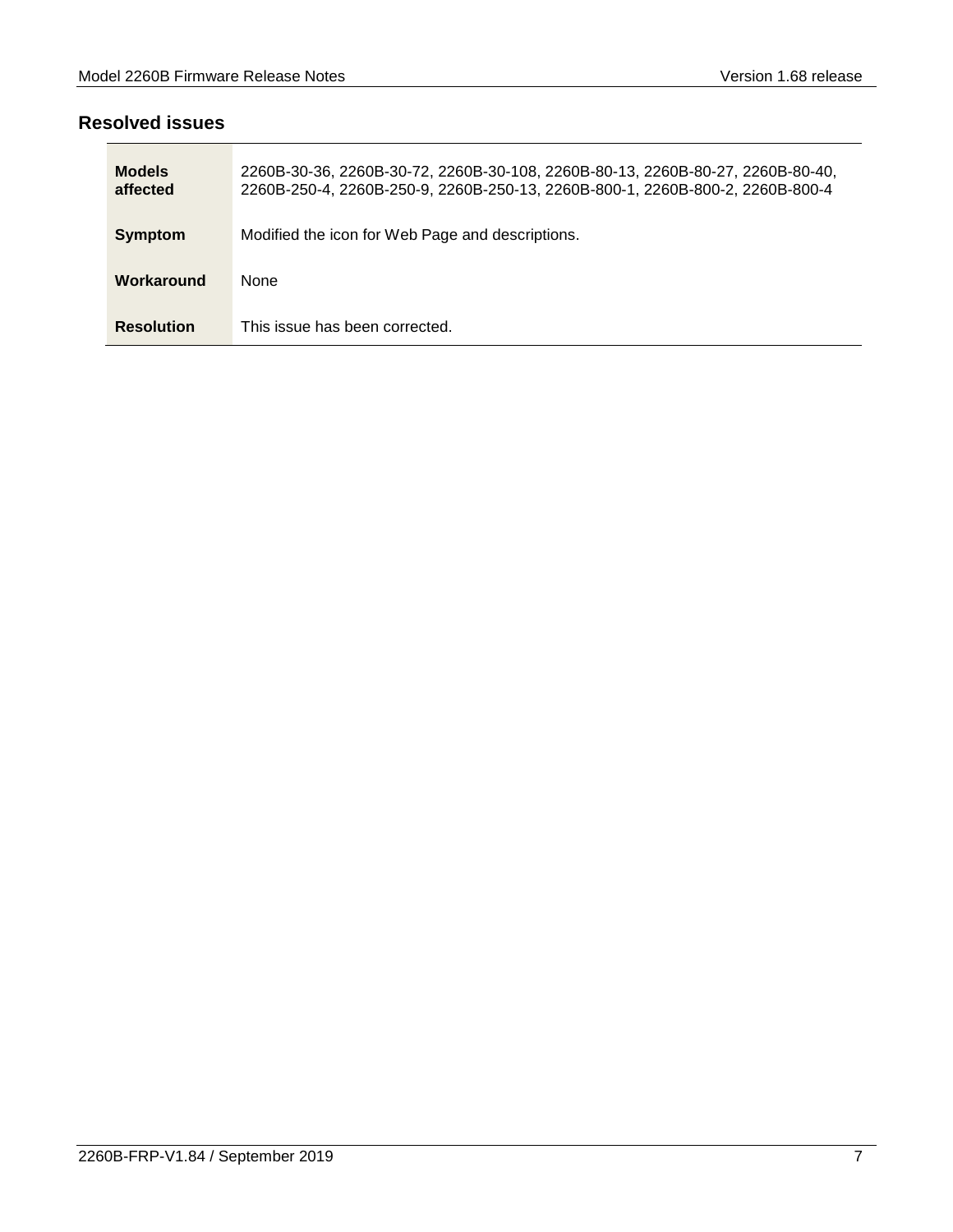## Resolved issues

| | |
|---|---|
| **Models affected** | 2260B-30-36, 2260B-30-72, 2260B-30-108, 2260B-80-13, 2260B-80-27, 2260B-80-40, 2260B-250-4, 2260B-250-9, 2260B-250-13, 2260B-800-1, 2260B-800-2, 2260B-800-4 |
| **Symptom** | Modified the icon for Web Page and descriptions. |
| **Workaround** | None |
| **Resolution** | This issue has been corrected. |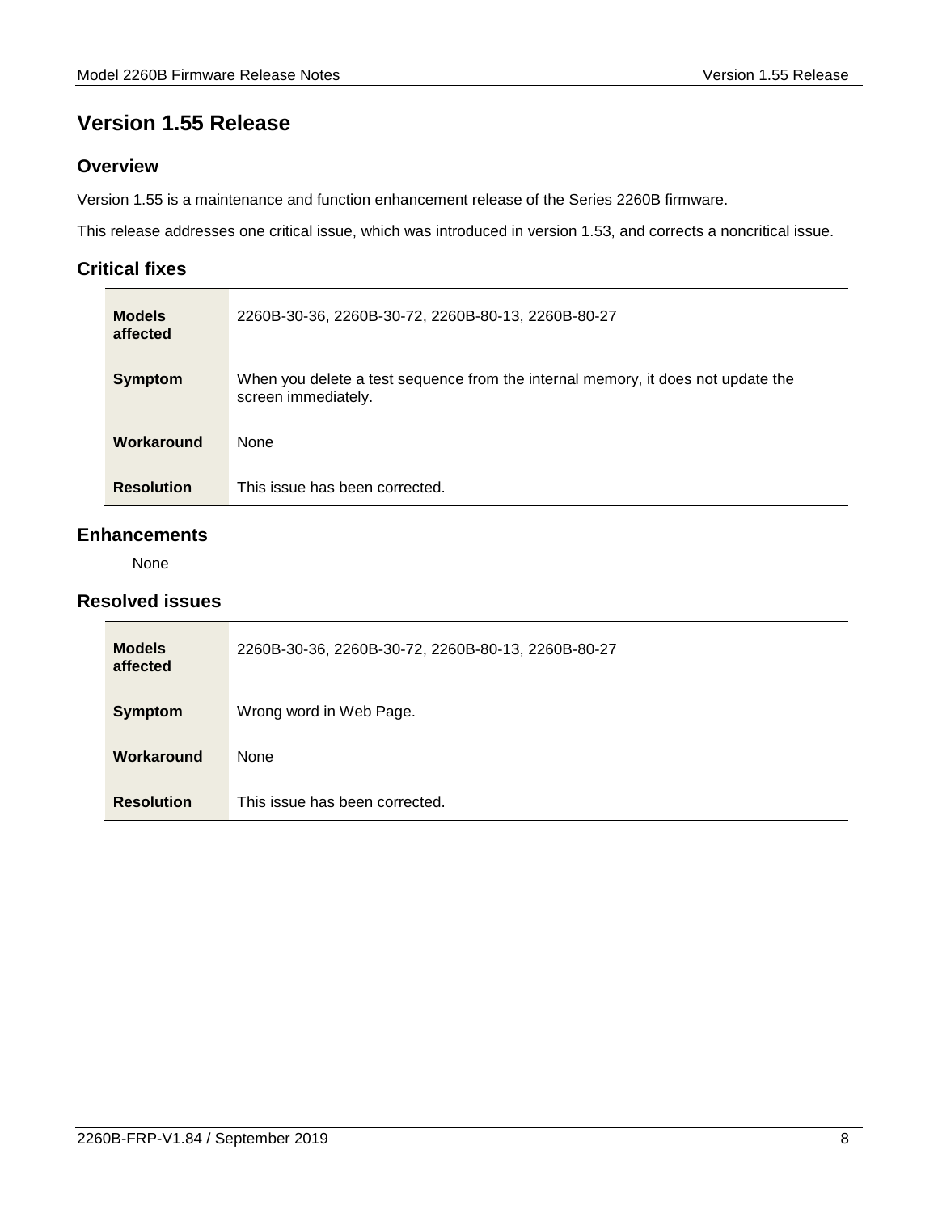## Version 1.55 Release

### Overview

Version 1.55 is a maintenance and function enhancement release of the Series 2260B firmware.

This release addresses one critical issue, which was introduced in version 1.53, and corrects a noncritical issue.

### Critical fixes

| | |
|---|---|
| **Models affected** | 2260B-30-36, 2260B-30-72, 2260B-80-13, 2260B-80-27 |
| **Symptom** | When you delete a test sequence from the internal memory, it does not update the screen immediately. |
| **Workaround** | None |
| **Resolution** | This issue has been corrected. |

### Enhancements

None

### Resolved issues

| | |
|---|---|
| **Models affected** | 2260B-30-36, 2260B-30-72, 2260B-80-13, 2260B-80-27 |
| **Symptom** | Wrong word in Web Page. |
| **Workaround** | None |
| **Resolution** | This issue has been corrected. |